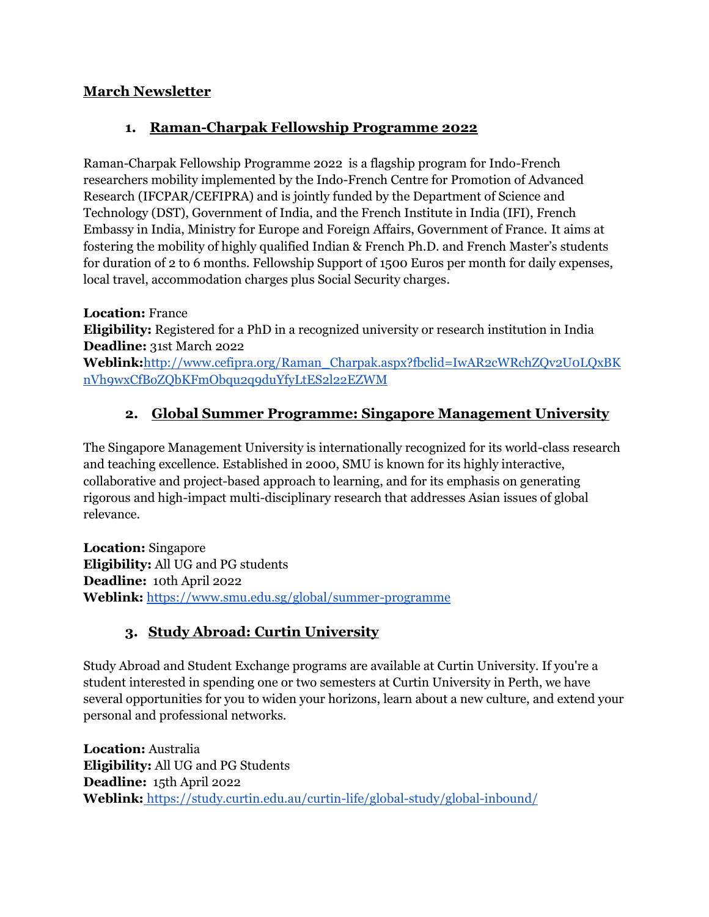# March Newsletter

## 1. Raman-Charpak Fellowship Programme 2022

Raman-Charpak Fellowship Programme 2022 is a flagship program for Indo-French researchers mobility implemented by the Indo-French Centre for Promotion of Advanced Research (IFCPAR/CEFIPRA) and is jointly funded by the Department of Science and Technology (DST), Government of India, and the French Institute in India (IFI), French Embassy in India, Ministry for Europe and Foreign Affairs, Government of France. It aims at fostering the mobility of highly qualified Indian & French Ph.D. and French Master's students for duration of 2 to 6 months. Fellowship Support of 1500 Euros per month for daily expenses, local travel, accommodation charges plus Social Security charges.

**Location:** France
**Eligibility:** Registered for a PhD in a recognized university or research institution in India
**Deadline:** 31st March 2022
**Weblink:**[http://www.cefipra.org/Raman_Charpak.aspx?fbclid=IwAR2cWRchZQv2U0LQxBKnVh9wxCfB0ZQbKFmObqu2q9duYfyLtES2l22EZWM](http://www.cefipra.org/Raman_Charpak.aspx?fbclid=IwAR2cWRchZQv2U0LQxBKnVh9wxCfB0ZQbKFmObqu2q9duYfyLtES2l22EZWM)

## 2. Global Summer Programme: Singapore Management University

The Singapore Management University is internationally recognized for its world-class research and teaching excellence. Established in 2000, SMU is known for its highly interactive, collaborative and project-based approach to learning, and for its emphasis on generating rigorous and high-impact multi-disciplinary research that addresses Asian issues of global relevance.

**Location:** Singapore
**Eligibility:** All UG and PG students
**Deadline:** 10th April 2022
**Weblink:** [https://www.smu.edu.sg/global/summer-programme](https://www.smu.edu.sg/global/summer-programme)

## 3. Study Abroad: Curtin University

Study Abroad and Student Exchange programs are available at Curtin University. If you're a student interested in spending one or two semesters at Curtin University in Perth, we have several opportunities for you to widen your horizons, learn about a new culture, and extend your personal and professional networks.

**Location:** Australia
**Eligibility:** All UG and PG Students
**Deadline:** 15th April 2022
**Weblink:** [https://study.curtin.edu.au/curtin-life/global-study/global-inbound/](https://study.curtin.edu.au/curtin-life/global-study/global-inbound/)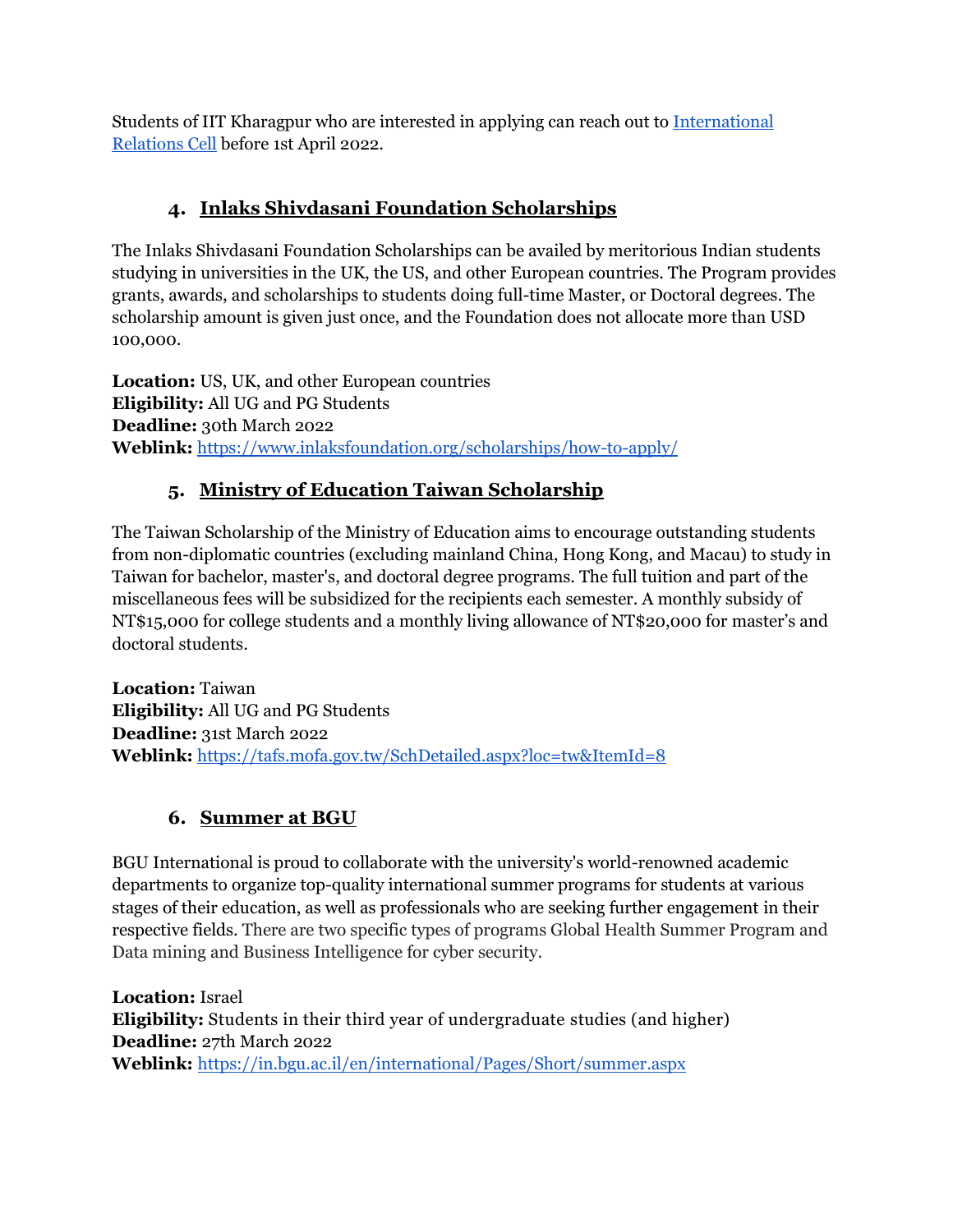Students of IIT Kharagpur who are interested in applying can reach out to [International Relations Cell]() before 1st April 2022.

### 4. [Inlaks Shivdasani Foundation Scholarships]()

The Inlaks Shivdasani Foundation Scholarships can be availed by meritorious Indian students studying in universities in the UK, the US, and other European countries. The Program provides grants, awards, and scholarships to students doing full-time Master, or Doctoral degrees. The scholarship amount is given just once, and the Foundation does not allocate more than USD 100,000.

**Location:** US, UK, and other European countries
**Eligibility:** All UG and PG Students
**Deadline:** 30th March 2022
**Weblink:** [https://www.inlaksfoundation.org/scholarships/how-to-apply/](https://www.inlaksfoundation.org/scholarships/how-to-apply/)

### 5. [Ministry of Education Taiwan Scholarship]()

The Taiwan Scholarship of the Ministry of Education aims to encourage outstanding students from non-diplomatic countries (excluding mainland China, Hong Kong, and Macau) to study in Taiwan for bachelor, master's, and doctoral degree programs. The full tuition and part of the miscellaneous fees will be subsidized for the recipients each semester. A monthly subsidy of NT$15,000 for college students and a monthly living allowance of NT$20,000 for master's and doctoral students.

**Location:** Taiwan
**Eligibility:** All UG and PG Students
**Deadline:** 31st March 2022
**Weblink:** [https://tafs.mofa.gov.tw/SchDetailed.aspx?loc=tw&ItemId=8](https://tafs.mofa.gov.tw/SchDetailed.aspx?loc=tw&ItemId=8)

### 6. [Summer at BGU]()

BGU International is proud to collaborate with the university's world-renowned academic departments to organize top-quality international summer programs for students at various stages of their education, as well as professionals who are seeking further engagement in their respective fields. There are two specific types of programs Global Health Summer Program and Data mining and Business Intelligence for cyber security.

**Location:** Israel
**Eligibility:** Students in their third year of undergraduate studies (and higher)
**Deadline:** 27th March 2022
**Weblink:** [https://in.bgu.ac.il/en/international/Pages/Short/summer.aspx](https://in.bgu.ac.il/en/international/Pages/Short/summer.aspx)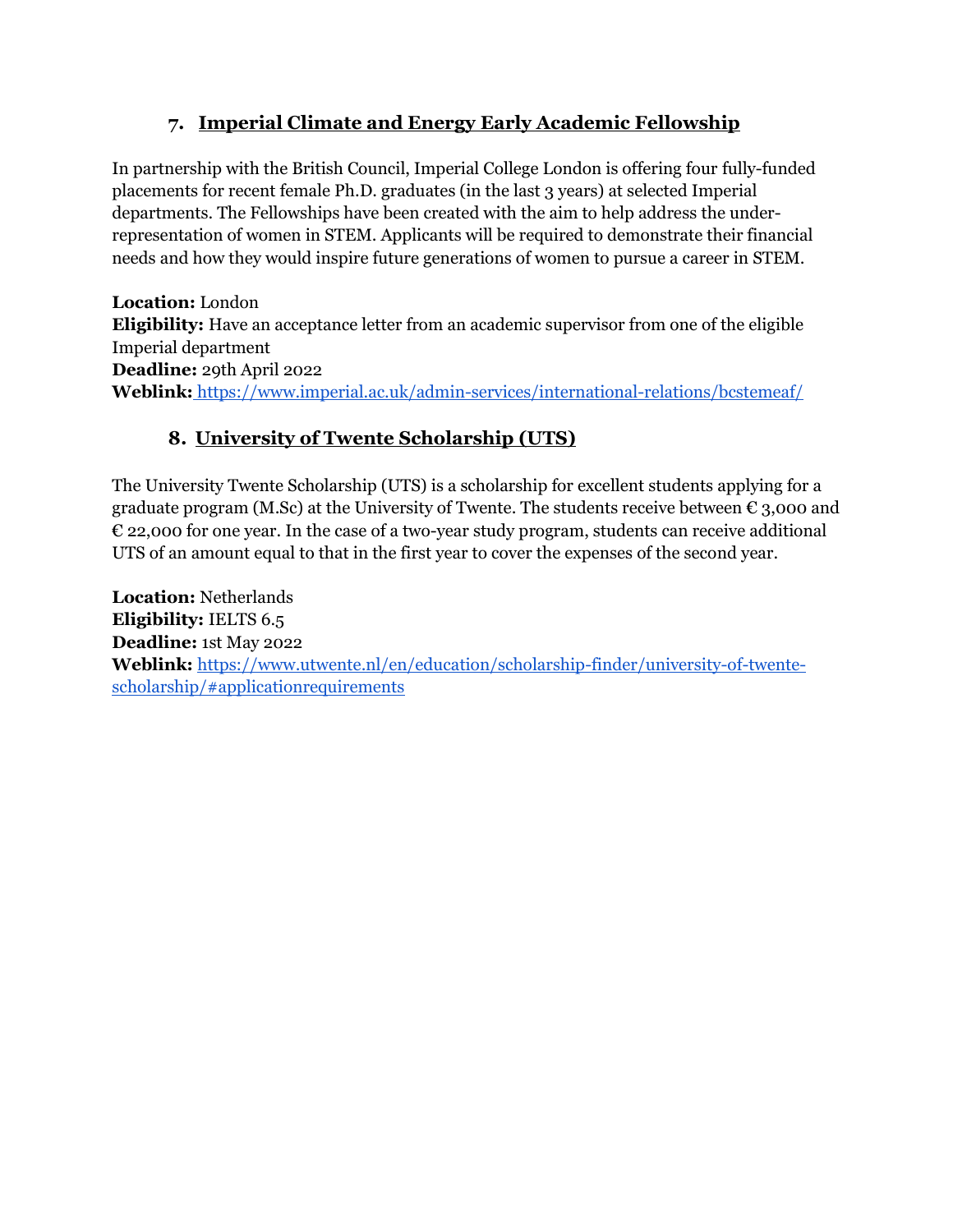## 7. Imperial Climate and Energy Early Academic Fellowship

In partnership with the British Council, Imperial College London is offering four fully-funded placements for recent female Ph.D. graduates (in the last 3 years) at selected Imperial departments. The Fellowships have been created with the aim to help address the under-representation of women in STEM. Applicants will be required to demonstrate their financial needs and how they would inspire future generations of women to pursue a career in STEM.

**Location:** London
**Eligibility:** Have an acceptance letter from an academic supervisor from one of the eligible Imperial department
**Deadline:** 29th April 2022
**Weblink:** https://www.imperial.ac.uk/admin-services/international-relations/bcstemeaf/

## 8. University of Twente Scholarship (UTS)

The University Twente Scholarship (UTS) is a scholarship for excellent students applying for a graduate program (M.Sc) at the University of Twente. The students receive between € 3,000 and € 22,000 for one year. In the case of a two-year study program, students can receive additional UTS of an amount equal to that in the first year to cover the expenses of the second year.

**Location:** Netherlands
**Eligibility:** IELTS 6.5
**Deadline:** 1st May 2022
**Weblink:** https://www.utwente.nl/en/education/scholarship-finder/university-of-twente-scholarship/#applicationrequirements